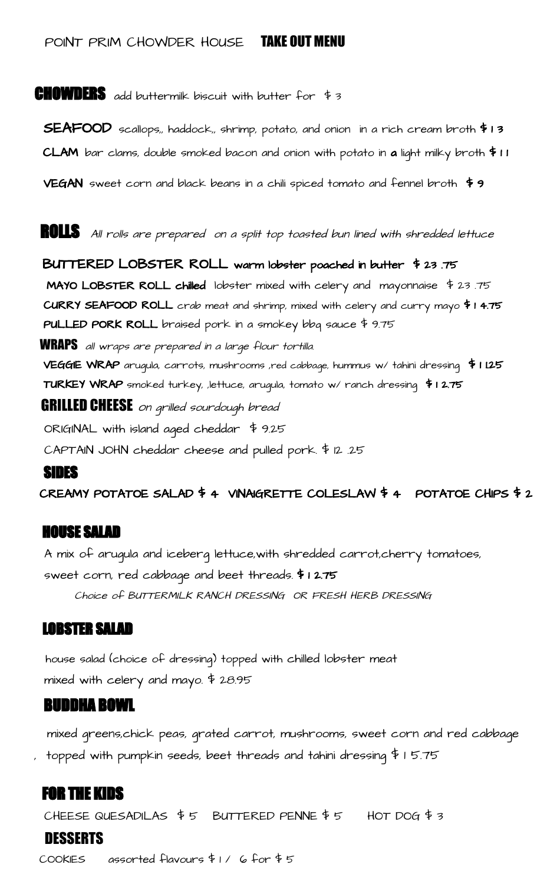# POINT PRIM CHOWDER HOUSE **TAKE OUT MENU**

## CHOWDERS

add buttermilk biscuit with butter for $ 3

**SEAFOOD** scallops,, haddock,, shrimp, potato, and onion in a rich cream broth **$ 13**

**CLAM** bar clams, double smoked bacon and onion with potato in **a** light milky broth **$ 11**

**VEGAN** sweet corn and black beans in a chili spiced tomato and fennel broth **$ 9**

## ROLLS

*All rolls are prepared on a split top toasted bun lined with shredded lettuce*

**BUTTERED LOBSTER ROLL warm lobster poached in butter $ 23 .75**

**MAYO LOBSTER ROLL chilled** lobster mixed with celery and mayonnaise $ 23 .75

**CURRY SEAFOOD ROLL** crab meat and shrimp, mixed with celery and curry mayo **$ 14.75**

**PULLED PORK ROLL** braised pork in a smokey bbq sauce $ 9.75

## WRAPS

*all wraps are prepared in a large flour tortilla.*

**VEGGIE WRAP** arugula, carrots, mushrooms ,red cabbage, hummus w/ tahini dressing **$ 11.25**

**TURKEY WRAP** smoked turkey, ,lettuce, arugula, tomato w/ ranch dressing **$ 12.75**

## GRILLED CHEESE

*on grilled sourdough bread*

ORIGINAL with island aged cheddar $ 9.25

CAPTAIN JOHN cheddar cheese and pulled pork. $ 12 .25

## SIDES

**CREAMY POTATOE SALAD $ 4 VINAIGRETTE COLESLAW $ 4 POTATOE CHIPS $ 2**

## HOUSE SALAD

A mix of arugula and iceberg lettuce,with shredded carrot,cherry tomatoes, sweet corn, red cabbage and beet threads. **$ 12.75**

*Choice of BUTTERMILK RANCH DRESSING OR FRESH HERB DRESSING*

## LOBSTER SALAD

house salad (choice of dressing) topped with chilled lobster meat mixed with celery and mayo. $ 28.95

## BUDDHA BOWL

mixed greens,chick peas, grated carrot, mushrooms, sweet corn and red cabbage , topped with pumpkin seeds, beet threads and tahini dressing $ 15.75

## FOR THE KIDS

CHEESE QUESADILAS $ 5 BUTTERED PENNE $ 5 HOT DOG $ 3

## DESSERTS

COOKIES assorted flavours $ 1 / 6 for $ 5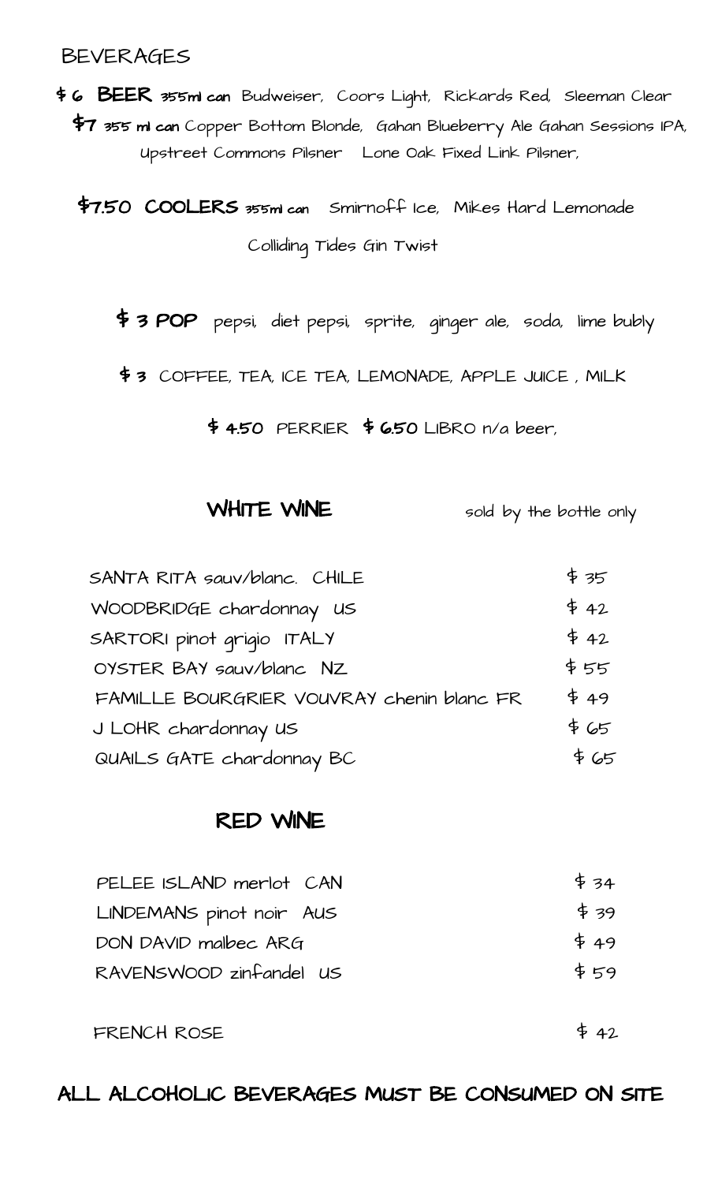## BEVERAGES

**$ 6 BEER 355ml can** Budweiser, Coors Light, Rickards Red, Sleeman Clear

**$7 355 ml can** Copper Bottom Blonde, Gahan Blueberry Ale Gahan Sessions IPA, Upstreet Commons Pilsner Lone Oak Fixed Link Pilsner,

**$7.50 COOLERS 355ml can** Smirnoff Ice, Mikes Hard Lemonade Colliding Tides Gin Twist

**$ 3 POP** pepsi, diet pepsi, sprite, ginger ale, soda, lime bubly

**$ 3** COFFEE, TEA, ICE TEA, LEMONADE, APPLE JUICE , MILK

**$ 4.50** PERRIER **$ 6.50** LIBRO n/a beer,

## WHITE WINE

sold by the bottle only

| | |
|---|---|
| SANTA RITA sauv/blanc. CHILE | $ 35 |
| WOODBRIDGE chardonnay US | $ 42 |
| SARTORI pinot grigio ITALY | $ 42 |
| OYSTER BAY sauv/blanc NZ | $ 55 |
| FAMILLE BOURGRIER VOUVRAY chenin blanc FR | $ 49 |
| J LOHR chardonnay US | $ 65 |
| QUAILS GATE chardonnay BC | $ 65 |

## RED WINE

| | |
|---|---|
| PELEE ISLAND merlot CAN | $ 34 |
| LINDEMANS pinot noir AUS | $ 39 |
| DON DAVID malbec ARG | $ 49 |
| RAVENSWOOD zinfandel US | $ 59 |
| FRENCH ROSE | $ 42 |

**ALL ALCOHOLIC BEVERAGES MUST BE CONSUMED ON SITE**